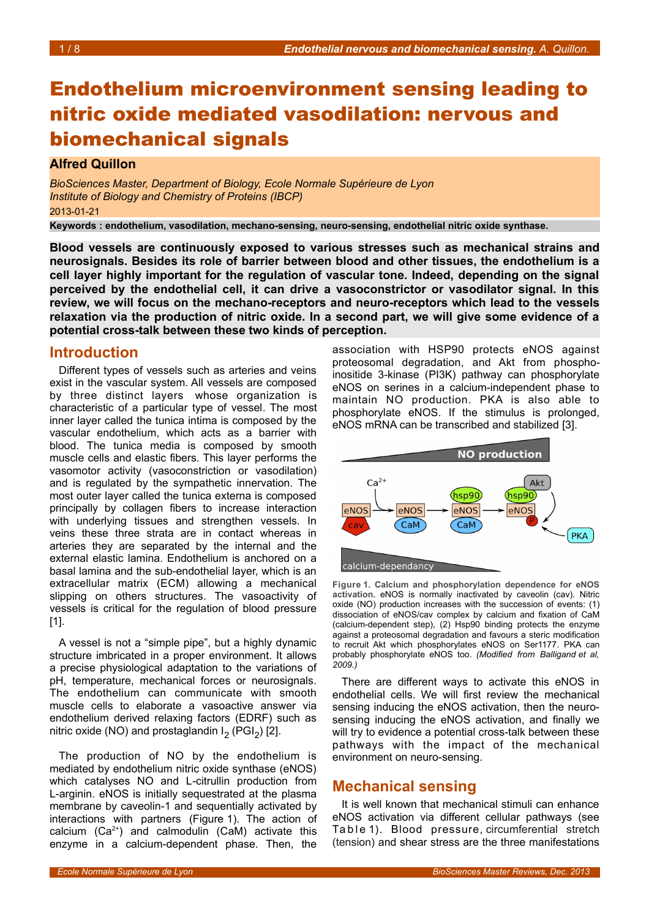# Endothelium microenvironment sensing leading to nitric oxide mediated vasodilation: nervous and biomechanical signals

**Alfred Quillon**

*BioSciences Master, Department of Biology, Ecole Normale Supérieure de Lyon*
*Institute of Biology and Chemistry of Proteins (IBCP)*

2013-01-21

**Keywords : endothelium, vasodilation, mechano-sensing, neuro-sensing, endothelial nitric oxide synthase.**

**Blood vessels are continuously exposed to various stresses such as mechanical strains and neurosignals. Besides its role of barrier between blood and other tissues, the endothelium is a cell layer highly important for the regulation of vascular tone. Indeed, depending on the signal perceived by the endothelial cell, it can drive a vasoconstrictor or vasodilator signal. In this review, we will focus on the mechano-receptors and neuro-receptors which lead to the vessels relaxation via the production of nitric oxide. In a second part, we will give some evidence of a potential cross-talk between these two kinds of perception.**

## Introduction

Different types of vessels such as arteries and veins exist in the vascular system. All vessels are composed by three distinct layers whose organization is characteristic of a particular type of vessel. The most inner layer called the tunica intima is composed by the vascular endothelium, which acts as a barrier with blood. The tunica media is composed by smooth muscle cells and elastic fibers. This layer performs the vasomotor activity (vasoconstriction or vasodilation) and is regulated by the sympathetic innervation. The most outer layer called the tunica externa is composed principally by collagen fibers to increase interaction with underlying tissues and strengthen vessels. In veins these three strata are in contact whereas in arteries they are separated by the internal and the external elastic lamina. Endothelium is anchored on a basal lamina and the sub-endothelial layer, which is an extracellular matrix (ECM) allowing a mechanical slipping on others structures. The vasoactivity of vessels is critical for the regulation of blood pressure [1].

A vessel is not a “simple pipe”, but a highly dynamic structure imbricated in a proper environment. It allows a precise physiological adaptation to the variations of pH, temperature, mechanical forces or neurosignals. The endothelium can communicate with smooth muscle cells to elaborate a vasoactive answer via endothelium derived relaxing factors (EDRF) such as nitric oxide (NO) and prostaglandin $I_2$ ($PGI_2$) [2].

The production of NO by the endothelium is mediated by endothelium nitric oxide synthase (eNOS) which catalyses NO and L-citrullin production from L-arginin. eNOS is initially sequestrated at the plasma membrane by caveolin-1 and sequentially activated by interactions with partners (Figure 1). The action of calcium ($Ca^{2+}$) and calmodulin (CaM) activate this enzyme in a calcium-dependent phase. Then, the association with HSP90 protects eNOS against proteosomal degradation, and Akt from phospho-inositide 3-kinase (PI3K) pathway can phosphorylate eNOS on serines in a calcium-independent phase to maintain NO production. PKA is also able to phosphorylate eNOS. If the stimulus is prolonged, eNOS mRNA can be transcribed and stabilized [3].

**Figure 1. Calcium and phosphorylation dependence for eNOS activation.** eNOS is normally inactivated by caveolin (cav). Nitric oxide (NO) production increases with the succession of events: (1) dissociation of eNOS/cav complex by calcium and fixation of CaM (calcium-dependent step), (2) Hsp90 binding protects the enzyme against a proteosomal degradation and favours a steric modification to recruit Akt which phosphorylates eNOS on Ser1177. PKA can probably phosphorylate eNOS too. *(Modified from Balligand et al, 2009.)*

There are different ways to activate this eNOS in endothelial cells. We will first review the mechanical sensing inducing the eNOS activation, then the neuro-sensing inducing the eNOS activation, and finally we will try to evidence a potential cross-talk between these pathways with the impact of the mechanical environment on neuro-sensing.

## Mechanical sensing

It is well known that mechanical stimuli can enhance eNOS activation via different cellular pathways (see Table 1). Blood pressure, circumferential stretch (tension) and shear stress are the three manifestations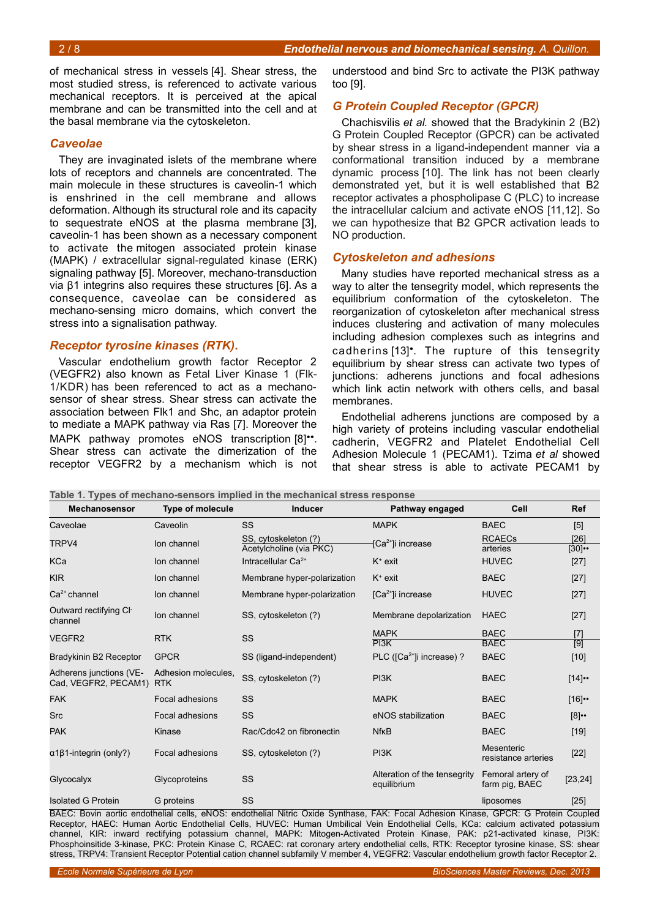of mechanical stress in vessels [4]. Shear stress, the most studied stress, is referenced to activate various mechanical receptors. It is perceived at the apical membrane and can be transmitted into the cell and at the basal membrane via the cytoskeleton.

### *Caveolae*

They are invaginated islets of the membrane where lots of receptors and channels are concentrated. The main molecule in these structures is caveolin-1 which is enshrined in the cell membrane and allows deformation. Although its structural role and its capacity to sequestrate eNOS at the plasma membrane [3], caveolin-1 has been shown as a necessary component to activate the mitogen associated protein kinase (MAPK) / extracellular signal-regulated kinase (ERK) signaling pathway [5]. Moreover, mechano-transduction via β1 integrins also requires these structures [6]. As a consequence, caveolae can be considered as mechano-sensing micro domains, which convert the stress into a signalisation pathway.

### *Receptor tyrosine kinases (RTK).*

Vascular endothelium growth factor Receptor 2 (VEGFR2) also known as Fetal Liver Kinase 1 (Flk-1/KDR) has been referenced to act as a mechanosensor of shear stress. Shear stress can activate the association between Flk1 and Shc, an adaptor protein to mediate a MAPK pathway via Ras [7]. Moreover the MAPK pathway promotes eNOS transcription [8]••. Shear stress can activate the dimerization of the receptor VEGFR2 by a mechanism which is not understood and bind Src to activate the PI3K pathway too [9].

### *G Protein Coupled Receptor (GPCR)*

Chachisvilis *et al.* showed that the Bradykinin 2 (B2) G Protein Coupled Receptor (GPCR) can be activated by shear stress in a ligand-independent manner via a conformational transition induced by a membrane dynamic process [10]. The link has not been clearly demonstrated yet, but it is well established that B2 receptor activates a phospholipase C (PLC) to increase the intracellular calcium and activate eNOS [11,12]. So we can hypothesize that B2 GPCR activation leads to NO production.

### *Cytoskeleton and adhesions*

Many studies have reported mechanical stress as a way to alter the tensegrity model, which represents the equilibrium conformation of the cytoskeleton. The reorganization of cytoskeleton after mechanical stress induces clustering and activation of many molecules including adhesion complexes such as integrins and cadherins [13]•. The rupture of this tensegrity equilibrium by shear stress can activate two types of junctions: adherens junctions and focal adhesions which link actin network with others cells, and basal membranes.

Endothelial adherens junctions are composed by a high variety of proteins including vascular endothelial cadherin, VEGFR2 and Platelet Endothelial Cell Adhesion Molecule 1 (PECAM1). Tzima *et al* showed that shear stress is able to activate PECAM1 by

**Table 1. Types of mechano-sensors implied in the mechanical stress response**

| Mechanosensor | Type of molecule | Inducer | Pathway engaged | Cell | Ref |
|---|---|---|---|---|---|
| Caveolae | Caveolin | SS | MAPK | BAEC | [5] |
| TRPV4 | Ion channel | SS, cytoskeleton (?) | $[Ca^{2+}]$i increase | RCAECs | [26] |
| | | Acetylcholine (via PKC) | | arteries | [30]•• |
| KCa | Ion channel | Intracellular $Ca^{2+}$ | $K^+$ exit | HUVEC | [27] |
| KIR | Ion channel | Membrane hyper-polarization | $K^+$ exit | BAEC | [27] |
| $Ca^{2+}$ channel | Ion channel | Membrane hyper-polarization | $[Ca^{2+}]$i increase | HUVEC | [27] |
| Outward rectifying $Cl^-$ channel | Ion channel | SS, cytoskeleton (?) | Membrane depolarization | HAEC | [27] |
| VEGFR2 | RTK | SS | MAPK | BAEC | [7] |
| | | | PI3K | BAEC | [9] |
| Bradykinin B2 Receptor | GPCR | SS (ligand-independent) | PLC ($[Ca^{2+}]$i increase) ? | BAEC | [10] |
| Adherens junctions (VE-Cad, VEGFR2, PECAM1) | Adhesion molecules, RTK | SS, cytoskeleton (?) | PI3K | BAEC | [14]•• |
| FAK | Focal adhesions | SS | MAPK | BAEC | [16]•• |
| Src | Focal adhesions | SS | eNOS stabilization | BAEC | [8]•• |
| PAK | Kinase | Rac/Cdc42 on fibronectin | NfκB | BAEC | [19] |
| α1β1-integrin (only?) | Focal adhesions | SS, cytoskeleton (?) | PI3K | Mesenteric resistance arteries | [22] |
| Glycocalyx | Glycoproteins | SS | Alteration of the tensegrity equilibrium | Femoral artery of farm pig, BAEC | [23,24] |
| Isolated G Protein | G proteins | SS | | liposomes | [25] |

BAEC: Bovin aortic endothelial cells, eNOS: endothelial Nitric Oxide Synthase, FAK: Focal Adhesion Kinase, GPCR: G Protein Coupled Receptor, HAEC: Human Aortic Endothelial Cells, HUVEC: Human Umbilical Vein Endothelial Cells, KCa: calcium activated potassium channel, KIR: inward rectifying potassium channel, MAPK: Mitogen-Activated Protein Kinase, PAK: p21-activated kinase, PI3K: Phosphoinisitide 3-kinase, PKC: Protein Kinase C, RCAEC: rat coronary artery endothelial cells, RTK: Receptor tyrosine kinase, SS: shear stress, TRPV4: Transient Receptor Potential cation channel subfamily V member 4, VEGFR2: Vascular endothelium growth factor Receptor 2.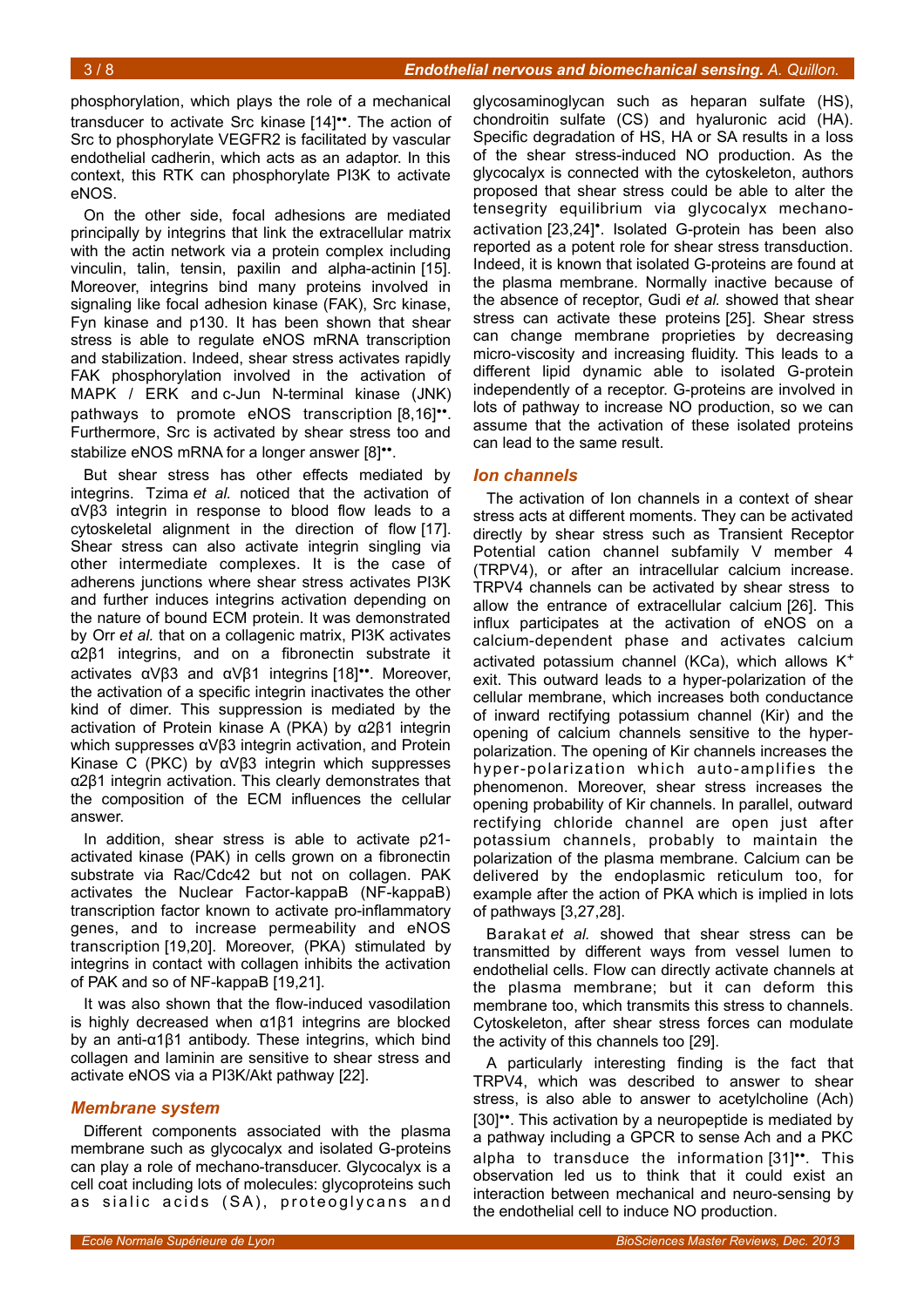phosphorylation, which plays the role of a mechanical transducer to activate Src kinase [14]••. The action of Src to phosphorylate VEGFR2 is facilitated by vascular endothelial cadherin, which acts as an adaptor. In this context, this RTK can phosphorylate PI3K to activate eNOS.

On the other side, focal adhesions are mediated principally by integrins that link the extracellular matrix with the actin network via a protein complex including vinculin, talin, tensin, paxilin and alpha-actinin [15]. Moreover, integrins bind many proteins involved in signaling like focal adhesion kinase (FAK), Src kinase, Fyn kinase and p130. It has been shown that shear stress is able to regulate eNOS mRNA transcription and stabilization. Indeed, shear stress activates rapidly FAK phosphorylation involved in the activation of MAPK / ERK and c-Jun N-terminal kinase (JNK) pathways to promote eNOS transcription [8,16]••. Furthermore, Src is activated by shear stress too and stabilize eNOS mRNA for a longer answer [8]••.

But shear stress has other effects mediated by integrins. Tzima *et al.* noticed that the activation of αVβ3 integrin in response to blood flow leads to a cytoskeletal alignment in the direction of flow [17]. Shear stress can also activate integrin singling via other intermediate complexes. It is the case of adherens junctions where shear stress activates PI3K and further induces integrins activation depending on the nature of bound ECM protein. It was demonstrated by Orr *et al.* that on a collagenic matrix, PI3K activates α2β1 integrins, and on a fibronectin substrate it activates αVβ3 and αVβ1 integrins [18]••. Moreover, the activation of a specific integrin inactivates the other kind of dimer. This suppression is mediated by the activation of Protein kinase A (PKA) by α2β1 integrin which suppresses αVβ3 integrin activation, and Protein Kinase C (PKC) by αVβ3 integrin which suppresses α2β1 integrin activation. This clearly demonstrates that the composition of the ECM influences the cellular answer.

In addition, shear stress is able to activate p21-activated kinase (PAK) in cells grown on a fibronectin substrate via Rac/Cdc42 but not on collagen. PAK activates the Nuclear Factor-kappaB (NF-kappaB) transcription factor known to activate pro-inflammatory genes, and to increase permeability and eNOS transcription [19,20]. Moreover, (PKA) stimulated by integrins in contact with collagen inhibits the activation of PAK and so of NF-kappaB [19,21].

It was also shown that the flow-induced vasodilation is highly decreased when α1β1 integrins are blocked by an anti-α1β1 antibody. These integrins, which bind collagen and laminin are sensitive to shear stress and activate eNOS via a PI3K/Akt pathway [22].

## Membrane system

Different components associated with the plasma membrane such as glycocalyx and isolated G-proteins can play a role of mechano-transducer. Glycocalyx is a cell coat including lots of molecules: glycoproteins such as sialic acids (SA), proteoglycans and glycosaminoglycan such as heparan sulfate (HS), chondroitin sulfate (CS) and hyaluronic acid (HA). Specific degradation of HS, HA or SA results in a loss of the shear stress-induced NO production. As the glycocalyx is connected with the cytoskeleton, authors proposed that shear stress could be able to alter the tensegrity equilibrium via glycocalyx mechano-activation [23,24]•. Isolated G-protein has been also reported as a potent role for shear stress transduction. Indeed, it is known that isolated G-proteins are found at the plasma membrane. Normally inactive because of the absence of receptor, Gudi *et al.* showed that shear stress can activate these proteins [25]. Shear stress can change membrane proprieties by decreasing micro-viscosity and increasing fluidity. This leads to a different lipid dynamic able to isolated G-protein independently of a receptor. G-proteins are involved in lots of pathway to increase NO production, so we can assume that the activation of these isolated proteins can lead to the same result.

## Ion channels

The activation of Ion channels in a context of shear stress acts at different moments. They can be activated directly by shear stress such as Transient Receptor Potential cation channel subfamily V member 4 (TRPV4), or after an intracellular calcium increase. TRPV4 channels can be activated by shear stress to allow the entrance of extracellular calcium [26]. This influx participates at the activation of eNOS on a calcium-dependent phase and activates calcium activated potassium channel (KCa), which allows $K^+$ exit. This outward leads to a hyper-polarization of the cellular membrane, which increases both conductance of inward rectifying potassium channel (Kir) and the opening of calcium channels sensitive to the hyper-polarization. The opening of Kir channels increases the hyper-polarization which auto-amplifies the phenomenon. Moreover, shear stress increases the opening probability of Kir channels. In parallel, outward rectifying chloride channel are open just after potassium channels, probably to maintain the polarization of the plasma membrane. Calcium can be delivered by the endoplasmic reticulum too, for example after the action of PKA which is implied in lots of pathways [3,27,28].

Barakat *et al.* showed that shear stress can be transmitted by different ways from vessel lumen to endothelial cells. Flow can directly activate channels at the plasma membrane; but it can deform this membrane too, which transmits this stress to channels. Cytoskeleton, after shear stress forces can modulate the activity of this channels too [29].

A particularly interesting finding is the fact that TRPV4, which was described to answer to shear stress, is also able to answer to acetylcholine (Ach) [30]••. This activation by a neuropeptide is mediated by a pathway including a GPCR to sense Ach and a PKC alpha to transduce the information [31]••. This observation led us to think that it could exist an interaction between mechanical and neuro-sensing by the endothelial cell to induce NO production.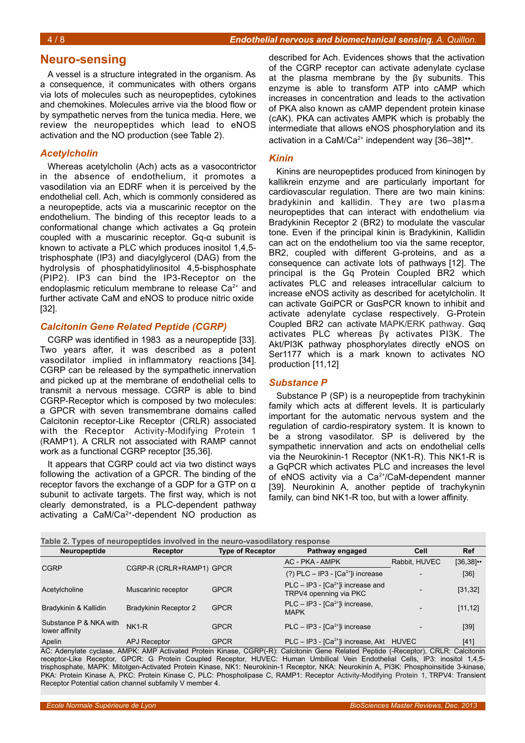## Neuro-sensing

A vessel is a structure integrated in the organism. As a consequence, it communicates with others organs via lots of molecules such as neuropeptides, cytokines and chemokines. Molecules arrive via the blood flow or by sympathetic nerves from the tunica media. Here, we review the neuropeptides which lead to eNOS activation and the NO production (see Table 2).

### *Acetylcholin*

Whereas acetylcholin (Ach) acts as a vasocontrictor in the absence of endothelium, it promotes a vasodilation via an EDRF when it is perceived by the endothelial cell. Ach, which is commonly considered as a neuropeptide, acts via a muscarinic receptor on the endothelium. The binding of this receptor leads to a conformational change which activates a Gq protein coupled with a muscarinic receptor. Gq-α subunit is known to activate a PLC which produces inositol 1,4,5-trisphosphate (IP3) and diacylglycerol (DAG) from the hydrolysis of phosphatidylinositol 4,5-bisphosphate (PIP2). IP3 can bind the IP3-Receptor on the endoplasmic reticulum membrane to release $Ca^{2+}$ and further activate CaM and eNOS to produce nitric oxide [32].

### *Calcitonin Gene Related Peptide (CGRP)*

CGRP was identified in 1983 as a neuropeptide [33]. Two years after, it was described as a potent vasodilator implied in inflammatory reactions [34]. CGRP can be released by the sympathetic innervation and picked up at the membrane of endothelial cells to transmit a nervous message. CGRP is able to bind CGRP-Receptor which is composed by two molecules: a GPCR with seven transmembrane domains called Calcitonin receptor-Like Receptor (CRLR) associated with the Receptor Activity-Modifying Protein 1 (RAMP1). A CRLR not associated with RAMP cannot work as a functional CGRP receptor [35,36].

It appears that CGRP could act via two distinct ways following the activation of a GPCR. The binding of the receptor favors the exchange of a GDP for a GTP on α subunit to activate targets. The first way, which is not clearly demonstrated, is a PLC-dependent pathway activating a CaM/$Ca^{2+}$-dependent NO production as described for Ach. Evidences shows that the activation of the CGRP receptor can activate adenylate cyclase at the plasma membrane by the βγ subunits. This enzyme is able to transform ATP into cAMP which increases in concentration and leads to the activation of PKA also known as cAMP dependent protein kinase (cAK). PKA can activates AMPK which is probably the intermediate that allows eNOS phosphorylation and its activation in a CaM/$Ca^{2+}$ independent way [36–38]••.

### *Kinin*

Kinins are neuropeptides produced from kininogen by kallikrein enzyme and are particularly important for cardiovascular regulation. There are two main kinins: bradykinin and kallidin. They are two plasma neuropeptides that can interact with endothelium via Bradykinin Receptor 2 (BR2) to modulate the vascular tone. Even if the principal kinin is Bradykinin, Kallidin can act on the endothelium too via the same receptor, BR2, coupled with different G-proteins, and as a consequence can activate lots of pathways [12]. The principal is the Gq Protein Coupled BR2 which activates PLC and releases intracellular calcium to increase eNOS activity as described for acetylcholin. It can activate GαiPCR or GαsPCR known to inhibit and activate adenylate cyclase respectively. G-Protein Coupled BR2 can activate MAPK/ERK pathway. Gαq activates PLC whereas βγ activates PI3K. The Akt/PI3K pathway phosphorylates directly eNOS on Ser1177 which is a mark known to activates NO production [11,12]

### *Substance P*

Substance P (SP) is a neuropeptide from trachykinin family which acts at different levels. It is particularly important for the automatic nervous system and the regulation of cardio-respiratory system. It is known to be a strong vasodilator. SP is delivered by the sympathetic innervation and acts on endothelial cells via the Neurokinin-1 Receptor (NK1-R). This NK1-R is a GqPCR which activates PLC and increases the level of eNOS activity via a $Ca^{2+}$/CaM-dependent manner [39]. Neurokinin A, another peptide of trachykynin family, can bind NK1-R too, but with a lower affinity.

**Table 2. Types of neuropeptides involved in the neuro-vasodilatory response**

| Neuropeptide | Receptor | Type of Receptor | Pathway engaged | Cell | Ref |
|---|---|---|---|---|---|
| CGRP | CGRP-R (CRLR+RAMP1) | GPCR | AC - PKA - AMPK | Rabbit, HUVEC | [36,38]•• |
| | | | (?) PLC – IP3 - [$Ca^{2+}$]i increase | - | [36] |
| Acetylcholine | Muscarinic receptor | GPCR | PLC – IP3 - [$Ca^{2+}$]i increase and TRPV4 openning via PKC | - | [31,32] |
| Bradykinin & Kallidin | Bradykinin Receptor 2 | GPCR | PLC – IP3 - [$Ca^{2+}$]i increase, MAPK | - | [11,12] |
| Substance P & NKA with lower affinity | NK1-R | GPCR | PLC – IP3 - [$Ca^{2+}$]i increase | - | [39] |
| Apelin | APJ Receptor | GPCR | PLC – IP3 - [$Ca^{2+}$]i increase, Akt | HUVEC | [41] |

AC: Adenylate cyclase, AMPK: AMP Activated Protein Kinase, CGRP(-R): Calcitonin Gene Related Peptide (-Receptor), CRLR: Calcitonin receptor-Like Receptor, GPCR: G Protein Coupled Receptor, HUVEC: Human Umbilical Vein Endothelial Cells, IP3: inositol 1,4,5-trisphosphate, MAPK: Mitotgen-Activated Protein Kinase, NK1: Neurokinin-1 Receptor, NKA: Neurokinin A, PI3K: Phosphoinsitide 3-kinase, PKA: Protein Kinase A, PKC: Protein Kinase C, PLC: Phospholipase C, RAMP1: Receptor Activity-Modifying Protein 1, TRPV4: Transient Receptor Potential cation channel subfamily V member 4.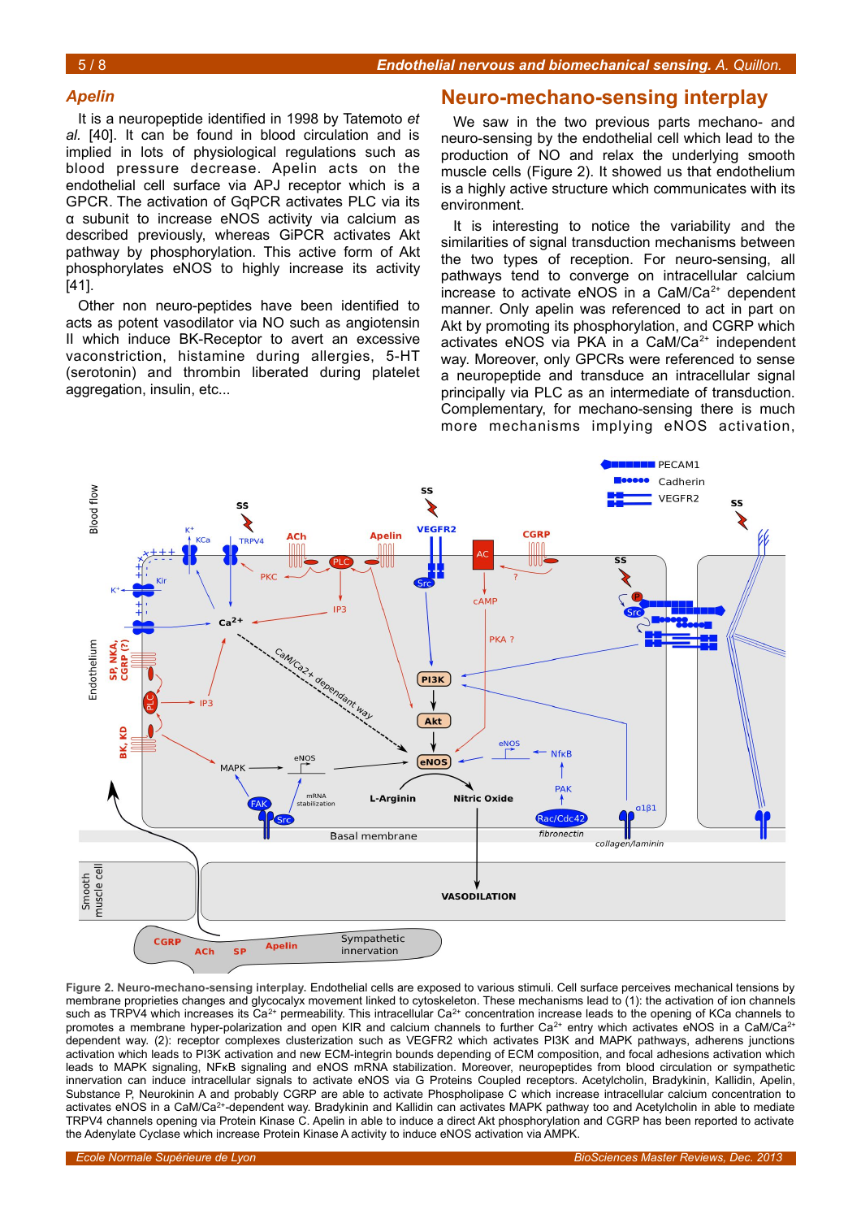### *Apelin*

It is a neuropeptide identified in 1998 by Tatemoto *et al.* [40]. It can be found in blood circulation and is implied in lots of physiological regulations such as blood pressure decrease. Apelin acts on the endothelial cell surface via APJ receptor which is a GPCR. The activation of GqPCR activates PLC via its α subunit to increase eNOS activity via calcium as described previously, whereas GiPCR activates Akt pathway by phosphorylation. This active form of Akt phosphorylates eNOS to highly increase its activity [41].

Other non neuro-peptides have been identified to acts as potent vasodilator via NO such as angiotensin II which induce BK-Receptor to avert an excessive vaconstriction, histamine during allergies, 5-HT (serotonin) and thrombin liberated during platelet aggregation, insulin, etc...

## Neuro-mechano-sensing interplay

We saw in the two previous parts mechano- and neuro-sensing by the endothelial cell which lead to the production of NO and relax the underlying smooth muscle cells (Figure 2). It showed us that endothelium is a highly active structure which communicates with its environment.

It is interesting to notice the variability and the similarities of signal transduction mechanisms between the two types of reception. For neuro-sensing, all pathways tend to converge on intracellular calcium increase to activate eNOS in a CaM/$Ca^{2+}$ dependent manner. Only apelin was referenced to act in part on Akt by promoting its phosphorylation, and CGRP which activates eNOS via PKA in a CaM/$Ca^{2+}$ independent way. Moreover, only GPCRs were referenced to sense a neuropeptide and transduce an intracellular signal principally via PLC as an intermediate of transduction. Complementary, for mechano-sensing there is much more mechanisms implying eNOS activation,

**Figure 2. Neuro-mechano-sensing interplay.** Endothelial cells are exposed to various stimuli. Cell surface perceives mechanical tensions by membrane proprieties changes and glycocalyx movement linked to cytoskeleton. These mechanisms lead to (1): the activation of ion channels such as TRPV4 which increases its $Ca^{2+}$ permeability. This intracellular $Ca^{2+}$ concentration increase leads to the opening of KCa channels to promotes a membrane hyper-polarization and open KIR and calcium channels to further $Ca^{2+}$ entry which activates eNOS in a CaM/$Ca^{2+}$ dependent way. (2): receptor complexes clusterization such as VEGFR2 which activates PI3K and MAPK pathways, adherens junctions activation which leads to PI3K activation and new ECM-integrin bounds depending of ECM composition, and focal adhesions activation which leads to MAPK signaling, NFκB signaling and eNOS mRNA stabilization. Moreover, neuropeptides from blood circulation or sympathetic innervation can induce intracellular signals to activate eNOS via G Proteins Coupled receptors. Acetylcholin, Bradykinin, Kallidin, Apelin, Substance P, Neurokinin A and probably CGRP are able to activate Phospholipase C which increase intracellular calcium concentration to activates eNOS in a CaM/$Ca^{2+}$-dependent way. Bradykinin and Kallidin can activates MAPK pathway too and Acetylcholin in able to mediate TRPV4 channels opening via Protein Kinase C. Apelin in able to induce a direct Akt phosphorylation and CGRP has been reported to activate the Adenylate Cyclase which increase Protein Kinase A activity to induce eNOS activation via AMPK.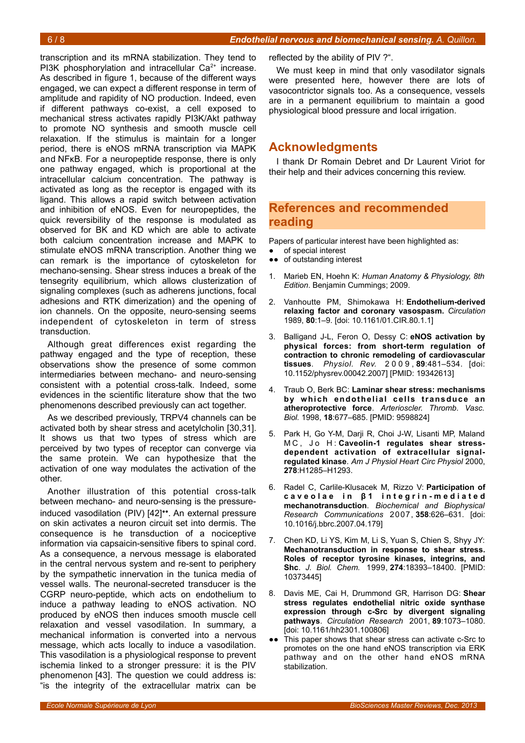transcription and its mRNA stabilization. They tend to PI3K phosphorylation and intracellular $Ca^{2+}$ increase. As described in figure 1, because of the different ways engaged, we can expect a different response in term of amplitude and rapidity of NO production. Indeed, even if different pathways co-exist, a cell exposed to mechanical stress activates rapidly PI3K/Akt pathway to promote NO synthesis and smooth muscle cell relaxation. If the stimulus is maintain for a longer period, there is eNOS mRNA transcription via MAPK and NFκB. For a neuropeptide response, there is only one pathway engaged, which is proportional at the intracellular calcium concentration. The pathway is activated as long as the receptor is engaged with its ligand. This allows a rapid switch between activation and inhibition of eNOS. Even for neuropeptides, the quick reversibility of the response is modulated as observed for BK and KD which are able to activate both calcium concentration increase and MAPK to stimulate eNOS mRNA transcription. Another thing we can remark is the importance of cytoskeleton for mechano-sensing. Shear stress induces a break of the tensegrity equilibrium, which allows clusterization of signaling complexes (such as adherens junctions, focal adhesions and RTK dimerization) and the opening of ion channels. On the opposite, neuro-sensing seems independent of cytoskeleton in term of stress transduction.

Although great differences exist regarding the pathway engaged and the type of reception, these observations show the presence of some common intermediaries between mechano- and neuro-sensing consistent with a potential cross-talk. Indeed, some evidences in the scientific literature show that the two phenomenons described previously can act together.

As we described previously, TRPV4 channels can be activated both by shear stress and acetylcholin [30,31]. It shows us that two types of stress which are perceived by two types of receptor can converge via the same protein. We can hypothesize that the activation of one way modulates the activation of the other.

Another illustration of this potential cross-talk between mechano- and neuro-sensing is the pressure-induced vasodilation (PIV) [42]••. An external pressure on skin activates a neuron circuit set into dermis. The consequence is he transduction of a nociceptive information via capsaicin-sensitive fibers to spinal cord. As a consequence, a nervous message is elaborated in the central nervous system and re-sent to periphery by the sympathetic innervation in the tunica media of vessel walls. The neuronal-secreted transducer is the CGRP neuro-peptide, which acts on endothelium to induce a pathway leading to eNOS activation. NO produced by eNOS then induces smooth muscle cell relaxation and vessel vasodilation. In summary, a mechanical information is converted into a nervous message, which acts locally to induce a vasodilation. This vasodilation is a physiological response to prevent ischemia linked to a stronger pressure: it is the PIV phenomenon [43]. The question we could address is: "is the integrity of the extracellular matrix can be reflected by the ability of PIV ?".

We must keep in mind that only vasodilator signals were presented here, however there are lots of vasocontrictor signals too. As a consequence, vessels are in a permanent equilibrium to maintain a good physiological blood pressure and local irrigation.

## Acknowledgments

I thank Dr Romain Debret and Dr Laurent Viriot for their help and their advices concerning this review.

## References and recommended reading

Papers of particular interest have been highlighted as:

- ● of special interest
- ●● of outstanding interest

1. Marieb EN, Hoehn K: *Human Anatomy & Physiology, 8th Edition*. Benjamin Cummings; 2009.

2. Vanhoutte PM, Shimokawa H: **Endothelium-derived relaxing factor and coronary vasospasm.** *Circulation* 1989, **80**:1–9. [doi: 10.1161/01.CIR.80.1.1]

3. Balligand J-L, Feron O, Dessy C: **eNOS activation by physical forces: from short-term regulation of contraction to chronic remodeling of cardiovascular tissues**. *Physiol. Rev.* 2009, **89**:481–534. [doi: 10.1152/physrev.00042.2007] [PMID: 19342613]

4. Traub O, Berk BC: **Laminar shear stress: mechanisms by which endothelial cells transduce an atheroprotective force**. *Arterioscler. Thromb. Vasc. Biol.* 1998, **18**:677–685. [PMID: 9598824]

5. Park H, Go Y-M, Darji R, Choi J-W, Lisanti MP, Maland MC, Jo H: **Caveolin-1 regulates shear stress-dependent activation of extracellular signal-regulated kinase**. *Am J Physiol Heart Circ Physiol* 2000, **278**:H1285–H1293.

6. Radel C, Carlile-Klusacek M, Rizzo V: **Participation of caveolae in β1 integrin-mediated mechanotransduction**. *Biochemical and Biophysical Research Communications* 2007, **358**:626–631. [doi: 10.1016/j.bbrc.2007.04.179]

7. Chen KD, Li YS, Kim M, Li S, Yuan S, Chien S, Shyy JY: **Mechanotransduction in response to shear stress. Roles of receptor tyrosine kinases, integrins, and Shc**. *J. Biol. Chem.* 1999, **274**:18393–18400. [PMID: 10373445]

8. Davis ME, Cai H, Drummond GR, Harrison DG: **Shear stress regulates endothelial nitric oxide synthase expression through c-Src by divergent signaling pathways**. *Circulation Research* 2001, **89**:1073–1080. [doi: 10.1161/hh2301.100806]

●● This paper shows that shear stress can activate c-Src to promotes on the one hand eNOS transcription via ERK pathway and on the other hand eNOS mRNA stabilization.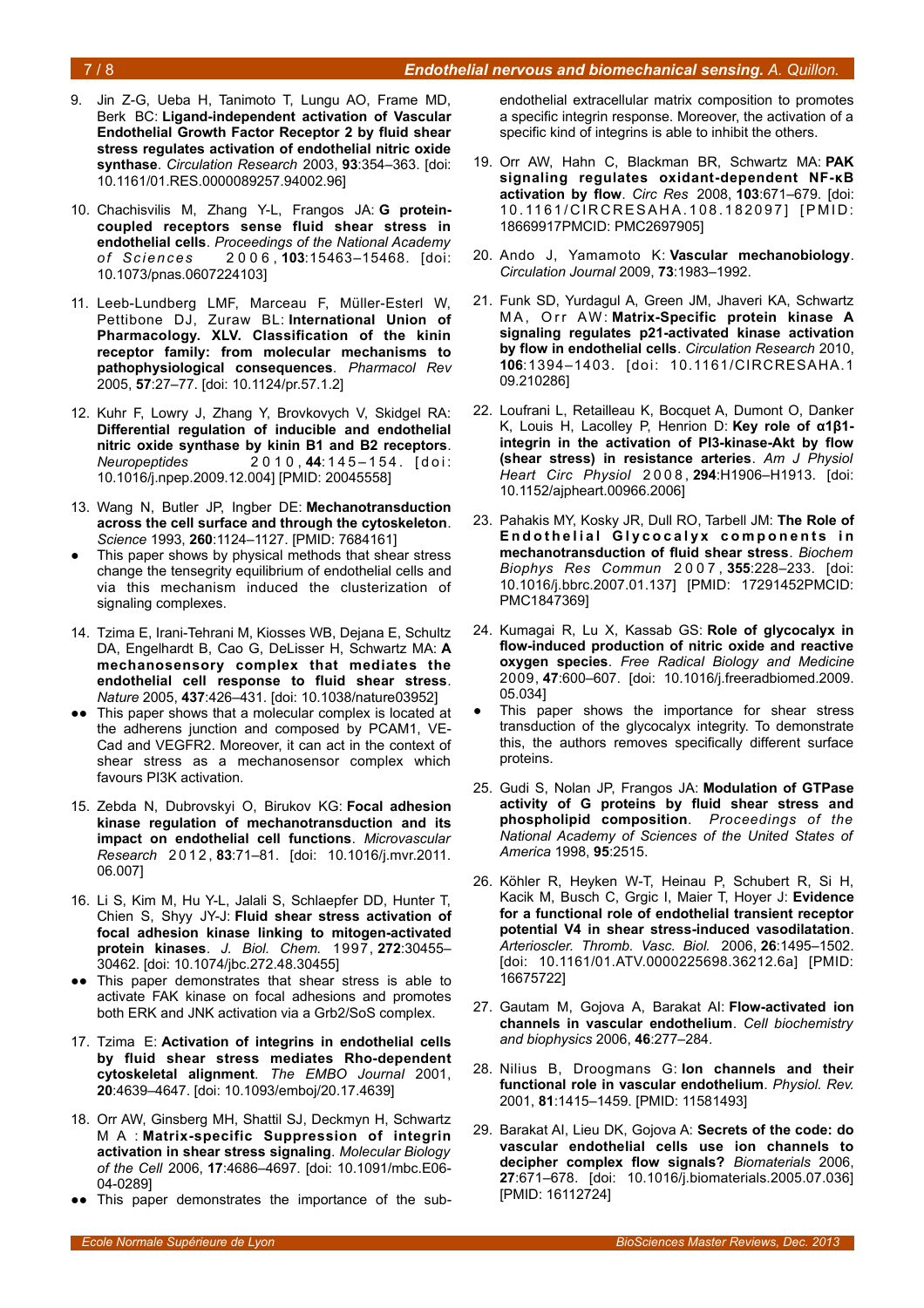9. Jin Z-G, Ueba H, Tanimoto T, Lungu AO, Frame MD, Berk BC: **Ligand-independent activation of Vascular Endothelial Growth Factor Receptor 2 by fluid shear stress regulates activation of endothelial nitric oxide synthase**. *Circulation Research* 2003, **93**:354–363. [doi: 10.1161/01.RES.0000089257.94002.96]

10. Chachisvilis M, Zhang Y-L, Frangos JA: **G protein-coupled receptors sense fluid shear stress in endothelial cells**. *Proceedings of the National Academy of Sciences* 2006, **103**:15463–15468. [doi: 10.1073/pnas.0607224103]

11. Leeb-Lundberg LMF, Marceau F, Müller-Esterl W, Pettibone DJ, Zuraw BL: **International Union of Pharmacology. XLV. Classification of the kinin receptor family: from molecular mechanisms to pathophysiological consequences**. *Pharmacol Rev* 2005, **57**:27–77. [doi: 10.1124/pr.57.1.2]

12. Kuhr F, Lowry J, Zhang Y, Brovkovych V, Skidgel RA: **Differential regulation of inducible and endothelial nitric oxide synthase by kinin B1 and B2 receptors**. *Neuropeptides* 2010, **44**:145–154. [doi: 10.1016/j.npep.2009.12.004] [PMID: 20045558]

13. Wang N, Butler JP, Ingber DE: **Mechanotransduction across the cell surface and through the cytoskeleton**. *Science* 1993, **260**:1124–1127. [PMID: 7684161]

- This paper shows by physical methods that shear stress change the tensegrity equilibrium of endothelial cells and via this mechanism induced the clusterization of signaling complexes.

14. Tzima E, Irani-Tehrani M, Kiosses WB, Dejana E, Schultz DA, Engelhardt B, Cao G, DeLisser H, Schwartz MA: **A mechanosensory complex that mediates the endothelial cell response to fluid shear stress**. *Nature* 2005, **437**:426–431. [doi: 10.1038/nature03952]

●● This paper shows that a molecular complex is located at the adherens junction and composed by PCAM1, VE-Cad and VEGFR2. Moreover, it can act in the context of shear stress as a mechanosensor complex which favours PI3K activation.

15. Zebda N, Dubrovskyi O, Birukov KG: **Focal adhesion kinase regulation of mechanotransduction and its impact on endothelial cell functions**. *Microvascular Research* 2012, **83**:71–81. [doi: 10.1016/j.mvr.2011.06.007]

16. Li S, Kim M, Hu Y-L, Jalali S, Schlaepfer DD, Hunter T, Chien S, Shyy JY-J: **Fluid shear stress activation of focal adhesion kinase linking to mitogen-activated protein kinases**. *J. Biol. Chem.* 1997, **272**:30455–30462. [doi: 10.1074/jbc.272.48.30455]

●● This paper demonstrates that shear stress is able to activate FAK kinase on focal adhesions and promotes both ERK and JNK activation via a Grb2/SoS complex.

17. Tzima E: **Activation of integrins in endothelial cells by fluid shear stress mediates Rho-dependent cytoskeletal alignment**. *The EMBO Journal* 2001, **20**:4639–4647. [doi: 10.1093/emboj/20.17.4639]

18. Orr AW, Ginsberg MH, Shattil SJ, Deckmyn H, Schwartz MA: **Matrix-specific Suppression of integrin activation in shear stress signaling**. *Molecular Biology of the Cell* 2006, **17**:4686–4697. [doi: 10.1091/mbc.E06-04-0289]

●● This paper demonstrates the importance of the sub-endothelial extracellular matrix composition to promotes a specific integrin response. Moreover, the activation of a specific kind of integrins is able to inhibit the others.

19. Orr AW, Hahn C, Blackman BR, Schwartz MA: **PAK signaling regulates oxidant-dependent NF-κB activation by flow**. *Circ Res* 2008, **103**:671–679. [doi: 10.1161/CIRCRESAHA.108.182097] [PMID: 18669917PMCID: PMC2697905]

20. Ando J, Yamamoto K: **Vascular mechanobiology**. *Circulation Journal* 2009, **73**:1983–1992.

21. Funk SD, Yurdagul A, Green JM, Jhaveri KA, Schwartz MA, Orr AW: **Matrix-Specific protein kinase A signaling regulates p21-activated kinase activation by flow in endothelial cells**. *Circulation Research* 2010, **106**:1394–1403. [doi: 10.1161/CIRCRESAHA.109.210286]

22. Loufrani L, Retailleau K, Bocquet A, Dumont O, Danker K, Louis H, Lacolley P, Henrion D: **Key role of α1β1-integrin in the activation of PI3-kinase-Akt by flow (shear stress) in resistance arteries**. *Am J Physiol Heart Circ Physiol* 2008, **294**:H1906–H1913. [doi: 10.1152/ajpheart.00966.2006]

23. Pahakis MY, Kosky JR, Dull RO, Tarbell JM: **The Role of Endothelial Glycocalyx components in mechanotransduction of fluid shear stress**. *Biochem Biophys Res Commun* 2007, **355**:228–233. [doi: 10.1016/j.bbrc.2007.01.137] [PMID: 17291452PMCID: PMC1847369]

24. Kumagai R, Lu X, Kassab GS: **Role of glycocalyx in flow-induced production of nitric oxide and reactive oxygen species**. *Free Radical Biology and Medicine* 2009, **47**:600–607. [doi: 10.1016/j.freeradbiomed.2009.05.034]

- This paper shows the importance for shear stress transduction of the glycocalyx integrity. To demonstrate this, the authors removes specifically different surface proteins.

25. Gudi S, Nolan JP, Frangos JA: **Modulation of GTPase activity of G proteins by fluid shear stress and phospholipid composition**. *Proceedings of the National Academy of Sciences of the United States of America* 1998, **95**:2515.

26. Köhler R, Heyken W-T, Heinau P, Schubert R, Si H, Kacik M, Busch C, Grgic I, Maier T, Hoyer J: **Evidence for a functional role of endothelial transient receptor potential V4 in shear stress-induced vasodilatation**. *Arterioscler. Thromb. Vasc. Biol.* 2006, **26**:1495–1502. [doi: 10.1161/01.ATV.0000225698.36212.6a] [PMID: 16675722]

27. Gautam M, Gojova A, Barakat AI: **Flow-activated ion channels in vascular endothelium**. *Cell biochemistry and biophysics* 2006, **46**:277–284.

28. Nilius B, Droogmans G: **Ion channels and their functional role in vascular endothelium**. *Physiol. Rev.* 2001, **81**:1415–1459. [PMID: 11581493]

29. Barakat AI, Lieu DK, Gojova A: **Secrets of the code: do vascular endothelial cells use ion channels to decipher complex flow signals?** *Biomaterials* 2006, **27**:671–678. [doi: 10.1016/j.biomaterials.2005.07.036] [PMID: 16112724]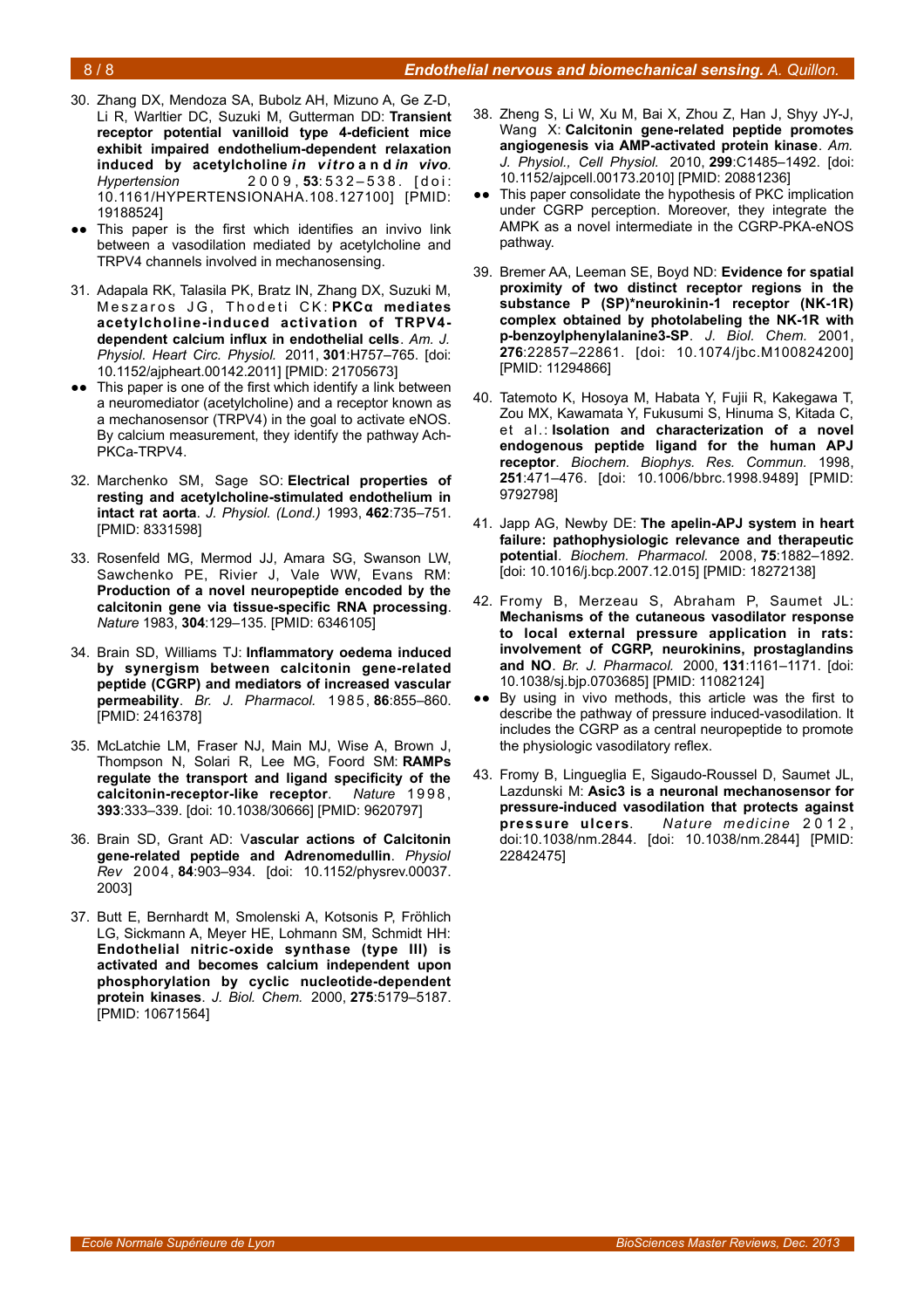30. Zhang DX, Mendoza SA, Bubolz AH, Mizuno A, Ge Z-D, Li R, Warltier DC, Suzuki M, Gutterman DD: **Transient receptor potential vanilloid type 4-deficient mice exhibit impaired endothelium-dependent relaxation induced by acetylcholine *in vitro* and *in vivo*.** *Hypertension* 2009, **53**:532–538. [doi: 10.1161/HYPERTENSIONAHA.108.127100] [PMID: 19188524]
   - ●● This paper is the first which identifies an invivo link between a vasodilation mediated by acetylcholine and TRPV4 channels involved in mechanosensing.

31. Adapala RK, Talasila PK, Bratz IN, Zhang DX, Suzuki M, Meszaros JG, Thodeti CK: **PKCα mediates acetylcholine-induced activation of TRPV4-dependent calcium influx in endothelial cells**. *Am. J. Physiol. Heart Circ. Physiol.* 2011, **301**:H757–765. [doi: 10.1152/ajpheart.00142.2011] [PMID: 21705673]
   - ●● This paper is one of the first which identify a link between a neuromediator (acetylcholine) and a receptor known as a mechanosensor (TRPV4) in the goal to activate eNOS. By calcium measurement, they identify the pathway Ach-PKCa-TRPV4.

32. Marchenko SM, Sage SO: **Electrical properties of resting and acetylcholine-stimulated endothelium in intact rat aorta**. *J. Physiol. (Lond.)* 1993, **462**:735–751. [PMID: 8331598]

33. Rosenfeld MG, Mermod JJ, Amara SG, Swanson LW, Sawchenko PE, Rivier J, Vale WW, Evans RM: **Production of a novel neuropeptide encoded by the calcitonin gene via tissue-specific RNA processing**. *Nature* 1983, **304**:129–135. [PMID: 6346105]

34. Brain SD, Williams TJ: **Inflammatory oedema induced by synergism between calcitonin gene-related peptide (CGRP) and mediators of increased vascular permeability**. *Br. J. Pharmacol.* 1985, **86**:855–860. [PMID: 2416378]

35. McLatchie LM, Fraser NJ, Main MJ, Wise A, Brown J, Thompson N, Solari R, Lee MG, Foord SM: **RAMPs regulate the transport and ligand specificity of the calcitonin-receptor-like receptor**. *Nature* 1998, **393**:333–339. [doi: 10.1038/30666] [PMID: 9620797]

36. Brain SD, Grant AD: V**ascular actions of Calcitonin gene-related peptide and Adrenomedullin**. *Physiol Rev* 2004, **84**:903–934. [doi: 10.1152/physrev.00037.2003]

37. Butt E, Bernhardt M, Smolenski A, Kotsonis P, Fröhlich LG, Sickmann A, Meyer HE, Lohmann SM, Schmidt HH: **Endothelial nitric-oxide synthase (type III) is activated and becomes calcium independent upon phosphorylation by cyclic nucleotide-dependent protein kinases**. *J. Biol. Chem.* 2000, **275**:5179–5187. [PMID: 10671564]

38. Zheng S, Li W, Xu M, Bai X, Zhou Z, Han J, Shyy JY-J, Wang X: **Calcitonin gene-related peptide promotes angiogenesis via AMP-activated protein kinase**. *Am. J. Physiol., Cell Physiol.* 2010, **299**:C1485–1492. [doi: 10.1152/ajpcell.00173.2010] [PMID: 20881236]
   - ●● This paper consolidate the hypothesis of PKC implication under CGRP perception. Moreover, they integrate the AMPK as a novel intermediate in the CGRP-PKA-eNOS pathway.

39. Bremer AA, Leeman SE, Boyd ND: **Evidence for spatial proximity of two distinct receptor regions in the substance P (SP)*neurokinin-1 receptor (NK-1R) complex obtained by photolabeling the NK-1R with p-benzoylphenylalanine3-SP**. *J. Biol. Chem.* 2001, **276**:22857–22861. [doi: 10.1074/jbc.M100824200] [PMID: 11294866]

40. Tatemoto K, Hosoya M, Habata Y, Fujii R, Kakegawa T, Zou MX, Kawamata Y, Fukusumi S, Hinuma S, Kitada C, et al.: **Isolation and characterization of a novel endogenous peptide ligand for the human APJ receptor**. *Biochem. Biophys. Res. Commun.* 1998, **251**:471–476. [doi: 10.1006/bbrc.1998.9489] [PMID: 9792798]

41. Japp AG, Newby DE: **The apelin-APJ system in heart failure: pathophysiologic relevance and therapeutic potential**. *Biochem. Pharmacol.* 2008, **75**:1882–1892. [doi: 10.1016/j.bcp.2007.12.015] [PMID: 18272138]

42. Fromy B, Merzeau S, Abraham P, Saumet JL: **Mechanisms of the cutaneous vasodilator response to local external pressure application in rats: involvement of CGRP, neurokinins, prostaglandins and NO**. *Br. J. Pharmacol.* 2000, **131**:1161–1171. [doi: 10.1038/sj.bjp.0703685] [PMID: 11082124]
   - ●● By using in vivo methods, this article was the first to describe the pathway of pressure induced-vasodilation. It includes the CGRP as a central neuropeptide to promote the physiologic vasodilatory reflex.

43. Fromy B, Lingueglia E, Sigaudo-Roussel D, Saumet JL, Lazdunski M: **Asic3 is a neuronal mechanosensor for pressure-induced vasodilation that protects against pressure ulcers**. *Nature medicine* 2012, doi:10.1038/nm.2844. [doi: 10.1038/nm.2844] [PMID: 22842475]